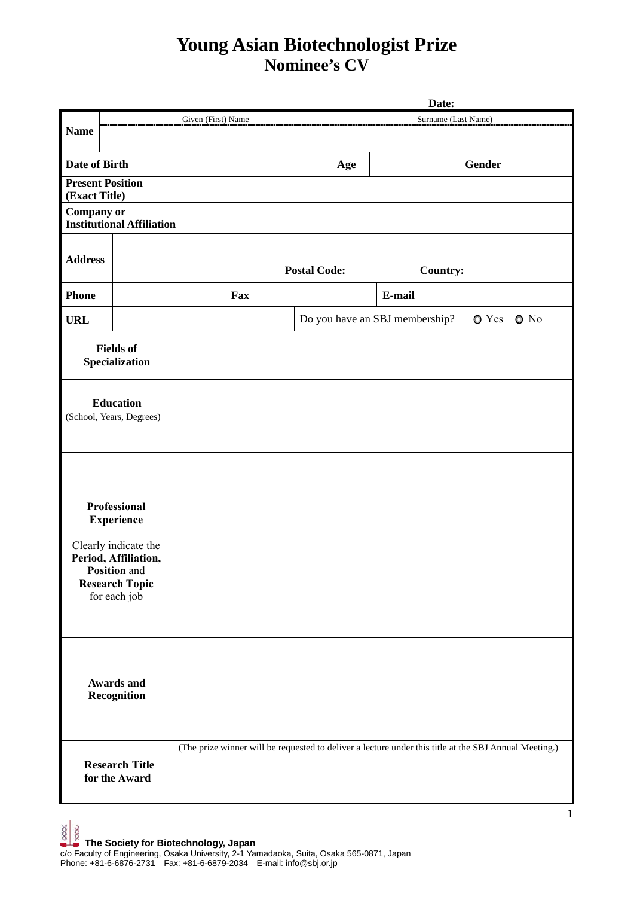# Young Asian Biotechnologist Prize

## Nominee's CV

**Date:**

| | | | | | | |
|---|---|---|---|---|---|---|
| **Name** | Given (First) Name | | | Surname (Last Name) | | |
| **Date of Birth** | | | **Age** | | **Gender** | |
| **Present Position (Exact Title)** | | | | | | |
| **Company or Institutional Affiliation** | | | | | | |
| **Address** | **Postal Code:** | | | **Country:** | | |
| **Phone** | | **Fax** | | **E-mail** | | |
| **URL** | | Do you have an SBJ membership? ○ Yes ○ No | | | | |
| **Fields of Specialization** | | | | | | |
| **Education** (School, Years, Degrees) | | | | | | |
| **Professional Experience** Clearly indicate the **Period, Affiliation, Position** and **Research Topic** for each job | | | | | | |
| **Awards and Recognition** | | | | | | |
| **Research Title for the Award** | (The prize winner will be requested to deliver a lecture under this title at the SBJ Annual Meeting.) | | | | | |

**The Society for Biotechnology, Japan**
c/o Faculty of Engineering, Osaka University, 2-1 Yamadaoka, Suita, Osaka 565-0871, Japan
Phone: +81-6-6876-2731 Fax: +81-6-6879-2034 E-mail: info@sbj.or.jp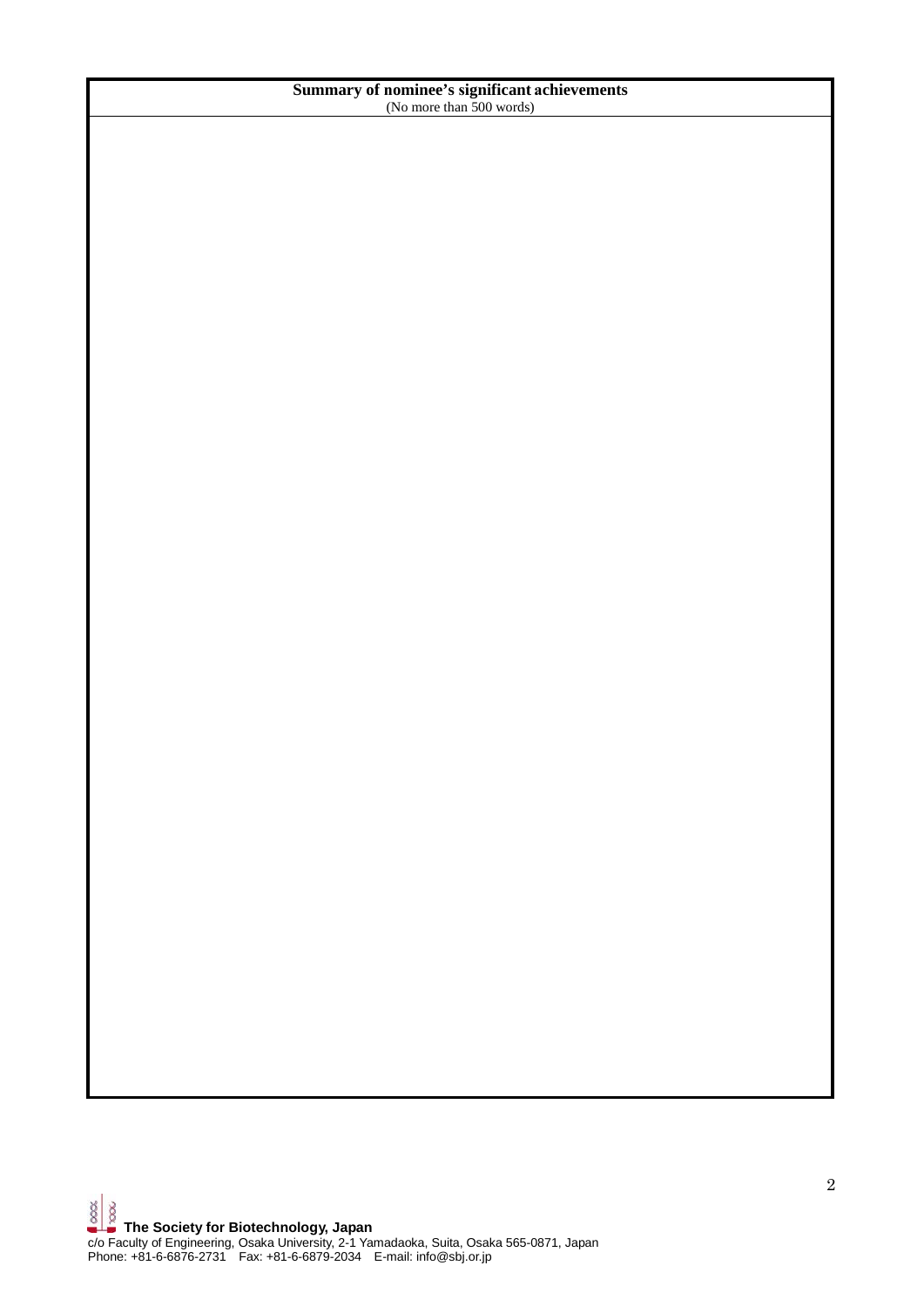| **Summary of nominee's significant achievements** (No more than 500 words) |
| --- |
| |

**The Society for Biotechnology, Japan**
c/o Faculty of Engineering, Osaka University, 2-1 Yamadaoka, Suita, Osaka 565-0871, Japan
Phone: +81-6-6876-2731 Fax: +81-6-6879-2034 E-mail: info@sbj.or.jp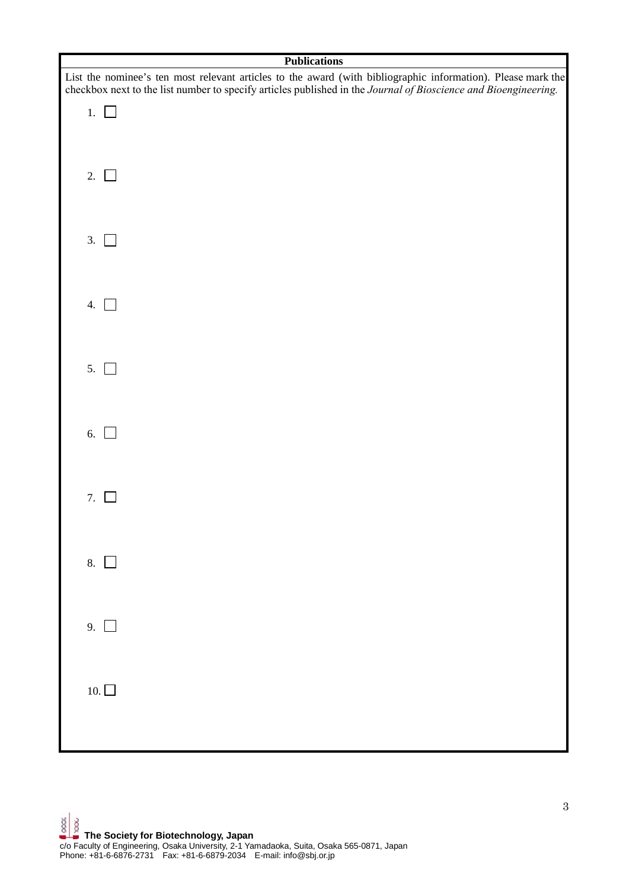**Publications**

List the nominee's ten most relevant articles to the award (with bibliographic information). Please mark the checkbox next to the list number to specify articles published in the *Journal of Bioscience and Bioengineering.*

1. ☐

2. ☐

3. ☐

4. ☐

5. ☐

6. ☐

7. ☐

8. ☐

9. ☐

10. ☐

**The Society for Biotechnology, Japan**
c/o Faculty of Engineering, Osaka University, 2-1 Yamadaoka, Suita, Osaka 565-0871, Japan
Phone: +81-6-6876-2731 Fax: +81-6-6879-2034 E-mail: info@sbj.or.jp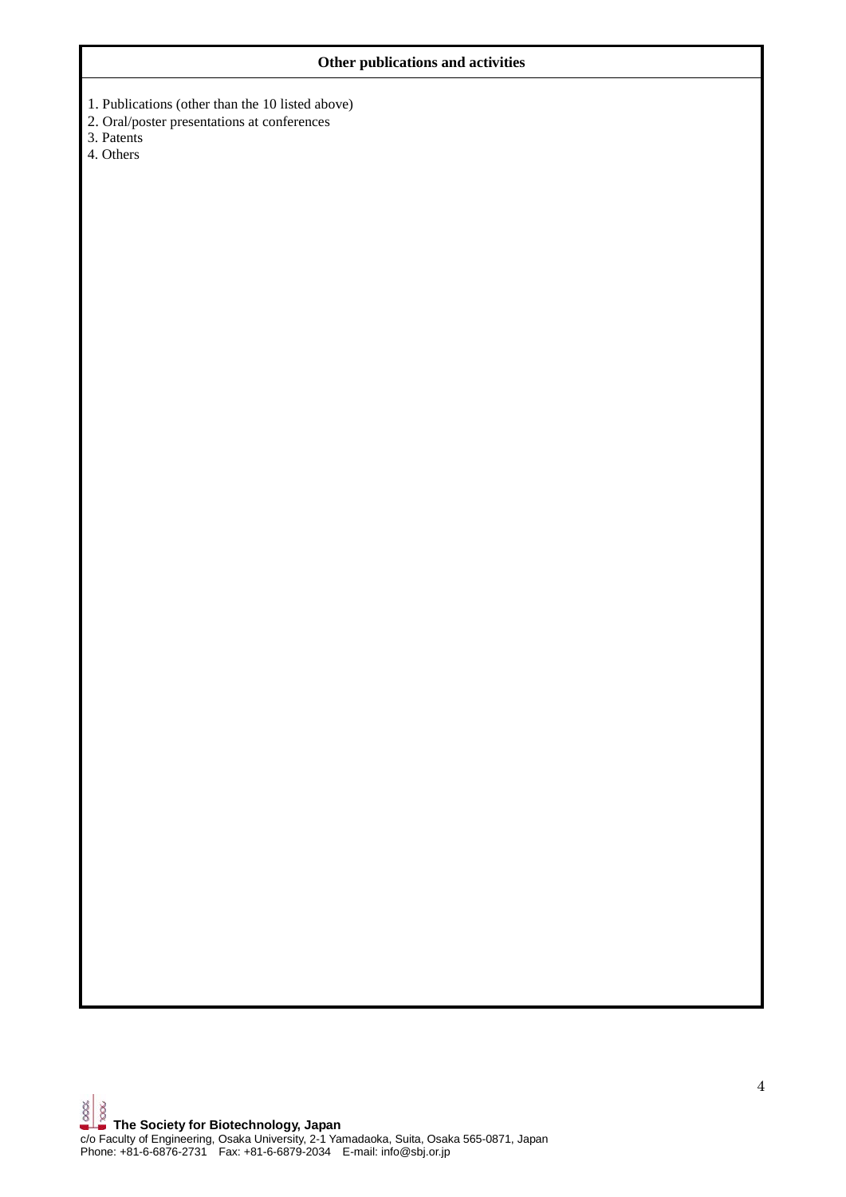## Other publications and activities

1. Publications (other than the 10 listed above)
2. Oral/poster presentations at conferences
3. Patents
4. Others

**The Society for Biotechnology, Japan**
c/o Faculty of Engineering, Osaka University, 2-1 Yamadaoka, Suita, Osaka 565-0871, Japan
Phone: +81-6-6876-2731 Fax: +81-6-6879-2034 E-mail: info@sbj.or.jp